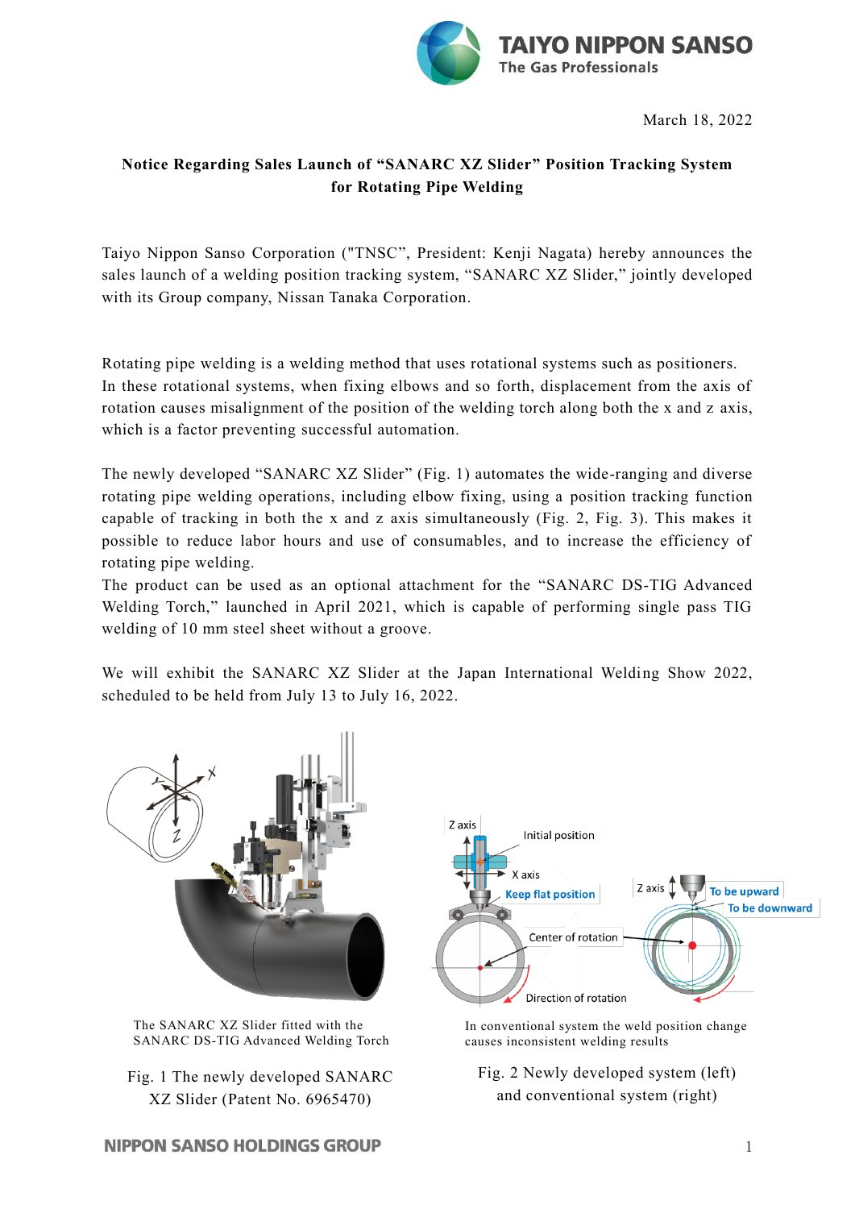March 18, 2022

## Notice Regarding Sales Launch of "SANARC XZ Slider" Position Tracking System for Rotating Pipe Welding

Taiyo Nippon Sanso Corporation ("TNSC", President: Kenji Nagata) hereby announces the sales launch of a welding position tracking system, "SANARC XZ Slider," jointly developed with its Group company, Nissan Tanaka Corporation.

Rotating pipe welding is a welding method that uses rotational systems such as positioners. In these rotational systems, when fixing elbows and so forth, displacement from the axis of rotation causes misalignment of the position of the welding torch along both the x and z axis, which is a factor preventing successful automation.

The newly developed "SANARC XZ Slider" (Fig. 1) automates the wide-ranging and diverse rotating pipe welding operations, including elbow fixing, using a position tracking function capable of tracking in both the x and z axis simultaneously (Fig. 2, Fig. 3). This makes it possible to reduce labor hours and use of consumables, and to increase the efficiency of rotating pipe welding.

The product can be used as an optional attachment for the "SANARC DS-TIG Advanced Welding Torch," launched in April 2021, which is capable of performing single pass TIG welding of 10 mm steel sheet without a groove.

We will exhibit the SANARC XZ Slider at the Japan International Welding Show 2022, scheduled to be held from July 13 to July 16, 2022.

The SANARC XZ Slider fitted with the SANARC DS-TIG Advanced Welding Torch

Fig. 1 The newly developed SANARC XZ Slider (Patent No. 6965470)

In conventional system the weld position change causes inconsistent welding results

Fig. 2 Newly developed system (left) and conventional system (right)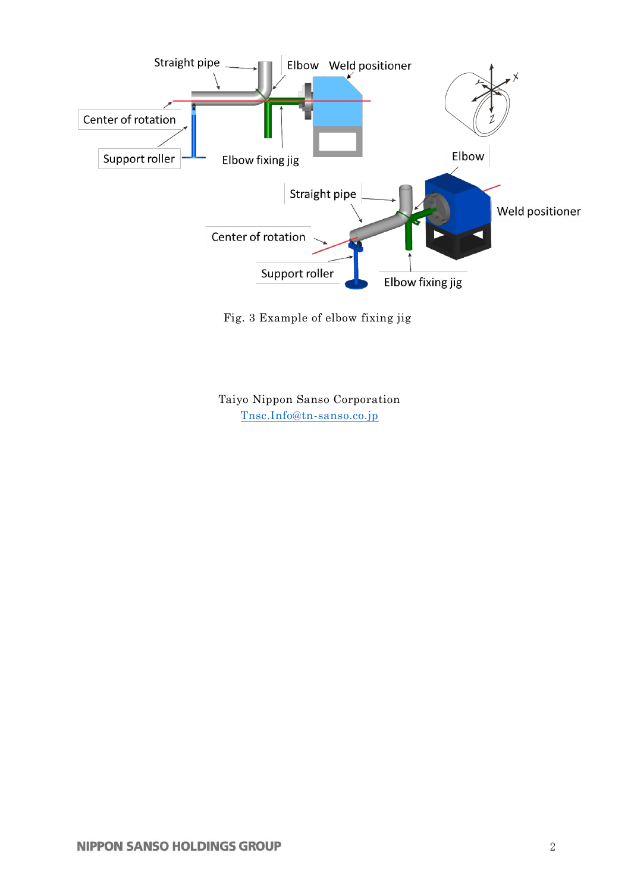Straight pipe

Elbow

Weld positioner

Center of rotation

Support roller

Elbow fixing jig

Y

X

Z

Elbow

Straight pipe

Weld positioner

Center of rotation

Support roller

Elbow fixing jig

Fig. 3 Example of elbow fixing jig

Taiyo Nippon Sanso Corporation
Tnsc.Info@tn-sanso.co.jp